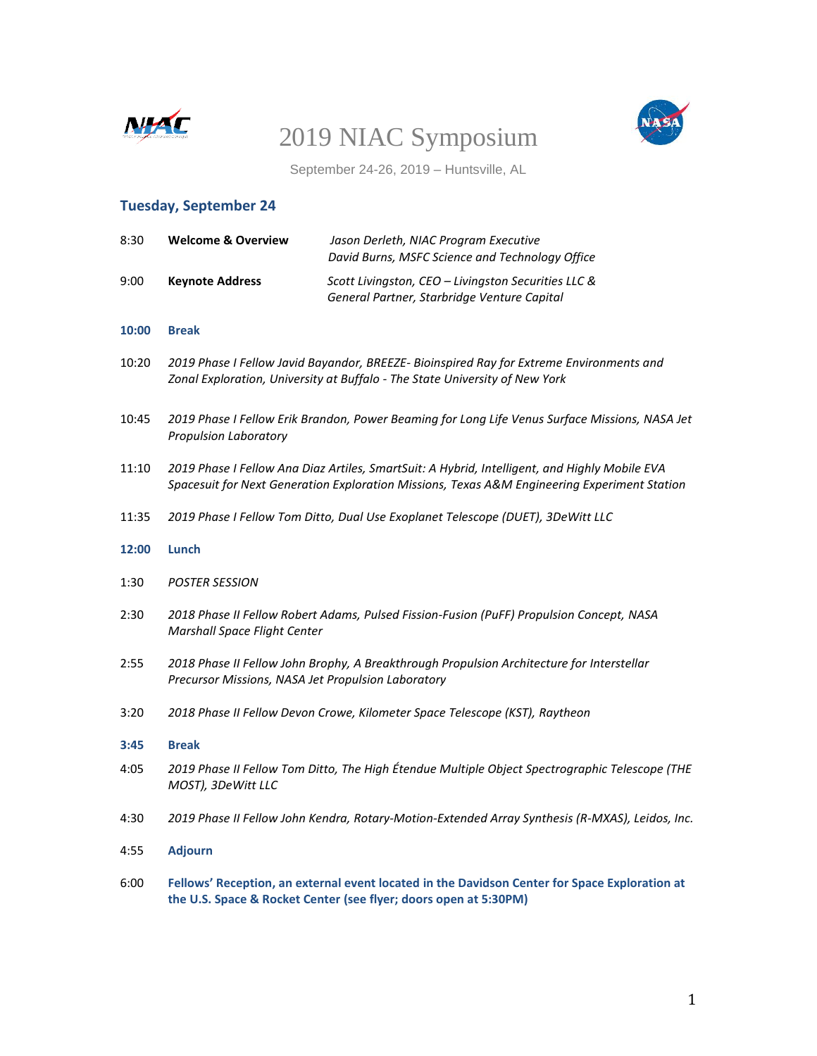# 2019 NIAC Symposium

September 24-26, 2019 – Huntsville, AL

## Tuesday, September 24

| | | |
|---|---|---|
| 8:30 | **Welcome & Overview** | *Jason Derleth, NIAC Program Executive*<br>*David Burns, MSFC Science and Technology Office* |
| 9:00 | **Keynote Address** | *Scott Livingston, CEO – Livingston Securities LLC & General Partner, Starbridge Venture Capital* |

**10:00 Break**

10:20 *2019 Phase I Fellow Javid Bayandor, BREEZE- Bioinspired Ray for Extreme Environments and Zonal Exploration, University at Buffalo - The State University of New York*

10:45 *2019 Phase I Fellow Erik Brandon, Power Beaming for Long Life Venus Surface Missions, NASA Jet Propulsion Laboratory*

11:10 *2019 Phase I Fellow Ana Diaz Artiles, SmartSuit: A Hybrid, Intelligent, and Highly Mobile EVA Spacesuit for Next Generation Exploration Missions, Texas A&M Engineering Experiment Station*

11:35 *2019 Phase I Fellow Tom Ditto, Dual Use Exoplanet Telescope (DUET), 3DeWitt LLC*

**12:00 Lunch**

1:30 *POSTER SESSION*

2:30 *2018 Phase II Fellow Robert Adams, Pulsed Fission-Fusion (PuFF) Propulsion Concept, NASA Marshall Space Flight Center*

2:55 *2018 Phase II Fellow John Brophy, A Breakthrough Propulsion Architecture for Interstellar Precursor Missions, NASA Jet Propulsion Laboratory*

3:20 *2018 Phase II Fellow Devon Crowe, Kilometer Space Telescope (KST), Raytheon*

**3:45 Break**

4:05 *2019 Phase II Fellow Tom Ditto, The High Étendue Multiple Object Spectrographic Telescope (THE MOST), 3DeWitt LLC*

4:30 *2019 Phase II Fellow John Kendra, Rotary-Motion-Extended Array Synthesis (R-MXAS), Leidos, Inc.*

4:55 **Adjourn**

6:00 **Fellows' Reception, an external event located in the Davidson Center for Space Exploration at the U.S. Space & Rocket Center (see flyer; doors open at 5:30PM)**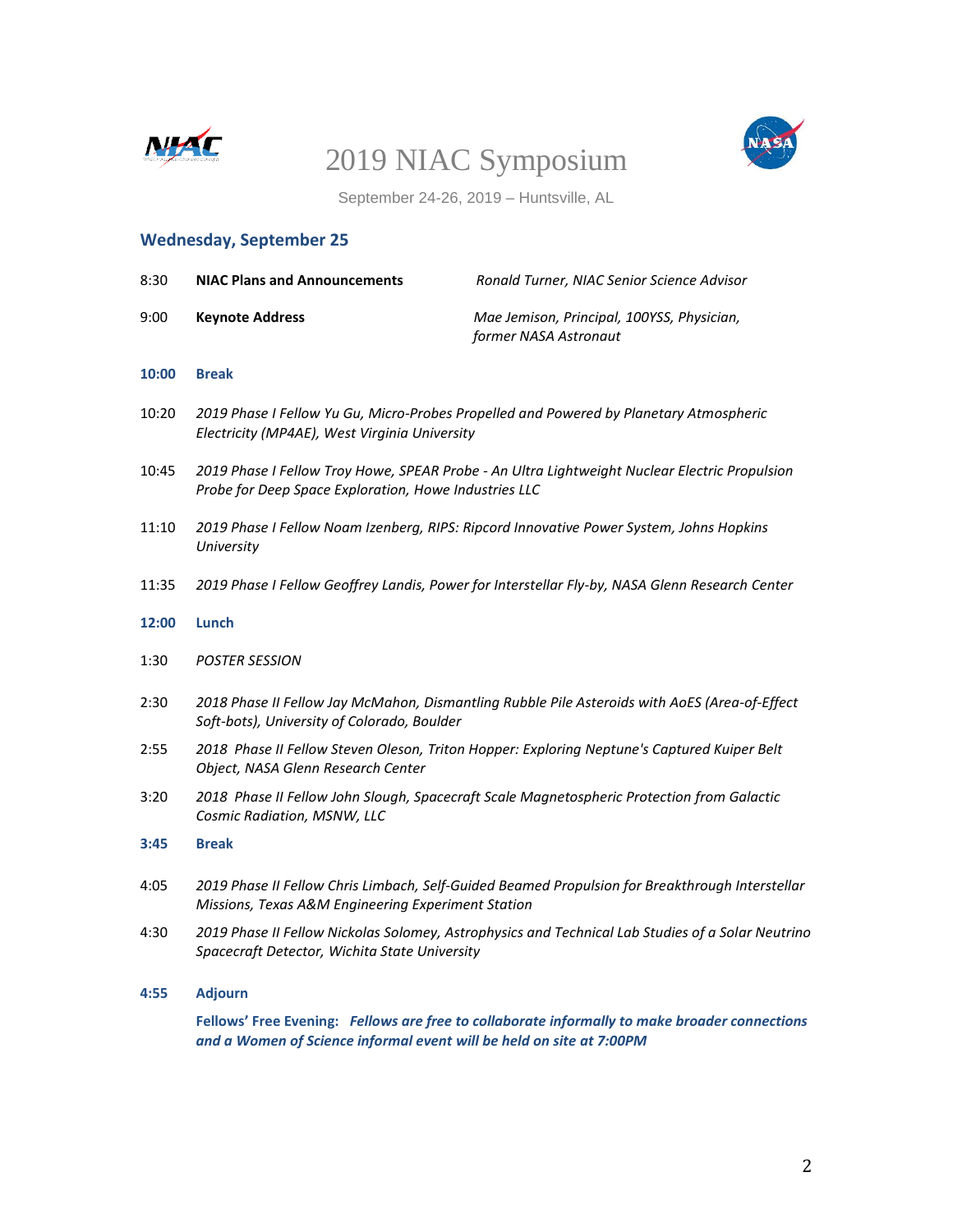# 2019 NIAC Symposium

September 24-26, 2019 – Huntsville, AL

## Wednesday, September 25

8:30 **NIAC Plans and Announcements** *Ronald Turner, NIAC Senior Science Advisor*

9:00 **Keynote Address** *Mae Jemison, Principal, 100YSS, Physician, former NASA Astronaut*

**10:00 Break**

10:20 *2019 Phase I Fellow Yu Gu, Micro-Probes Propelled and Powered by Planetary Atmospheric Electricity (MP4AE), West Virginia University*

10:45 *2019 Phase I Fellow Troy Howe, SPEAR Probe - An Ultra Lightweight Nuclear Electric Propulsion Probe for Deep Space Exploration, Howe Industries LLC*

11:10 *2019 Phase I Fellow Noam Izenberg, RIPS: Ripcord Innovative Power System, Johns Hopkins University*

11:35 *2019 Phase I Fellow Geoffrey Landis, Power for Interstellar Fly-by, NASA Glenn Research Center*

**12:00 Lunch**

1:30 *POSTER SESSION*

2:30 *2018 Phase II Fellow Jay McMahon, Dismantling Rubble Pile Asteroids with AoES (Area-of-Effect Soft-bots), University of Colorado, Boulder*

2:55 *2018 Phase II Fellow Steven Oleson, Triton Hopper: Exploring Neptune's Captured Kuiper Belt Object, NASA Glenn Research Center*

3:20 *2018 Phase II Fellow John Slough, Spacecraft Scale Magnetospheric Protection from Galactic Cosmic Radiation, MSNW, LLC*

**3:45 Break**

4:05 *2019 Phase II Fellow Chris Limbach, Self-Guided Beamed Propulsion for Breakthrough Interstellar Missions, Texas A&M Engineering Experiment Station*

4:30 *2019 Phase II Fellow Nickolas Solomey, Astrophysics and Technical Lab Studies of a Solar Neutrino Spacecraft Detector, Wichita State University*

**4:55 Adjourn**

**Fellows' Free Evening:** ***Fellows are free to collaborate informally to make broader connections and a Women of Science informal event will be held on site at 7:00PM***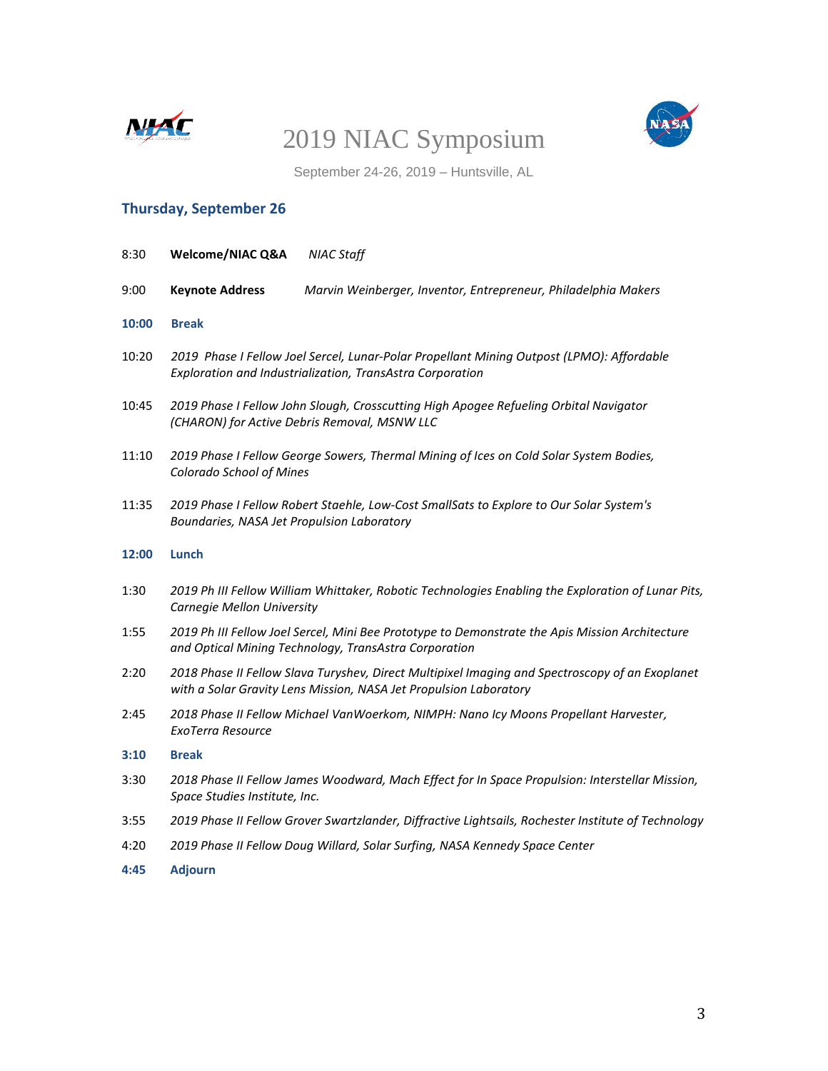# 2019 NIAC Symposium

September 24-26, 2019 – Huntsville, AL

## Thursday, September 26

8:30 **Welcome/NIAC Q&A** *NIAC Staff*

9:00 **Keynote Address** *Marvin Weinberger, Inventor, Entrepreneur, Philadelphia Makers*

**10:00 Break**

10:20 *2019 Phase I Fellow Joel Sercel, Lunar-Polar Propellant Mining Outpost (LPMO): Affordable Exploration and Industrialization, TransAstra Corporation*

10:45 *2019 Phase I Fellow John Slough, Crosscutting High Apogee Refueling Orbital Navigator (CHARON) for Active Debris Removal, MSNW LLC*

11:10 *2019 Phase I Fellow George Sowers, Thermal Mining of Ices on Cold Solar System Bodies, Colorado School of Mines*

11:35 *2019 Phase I Fellow Robert Staehle, Low-Cost SmallSats to Explore to Our Solar System's Boundaries, NASA Jet Propulsion Laboratory*

**12:00 Lunch**

1:30 *2019 Ph III Fellow William Whittaker, Robotic Technologies Enabling the Exploration of Lunar Pits, Carnegie Mellon University*

1:55 *2019 Ph III Fellow Joel Sercel, Mini Bee Prototype to Demonstrate the Apis Mission Architecture and Optical Mining Technology, TransAstra Corporation*

2:20 *2018 Phase II Fellow Slava Turyshev, Direct Multipixel Imaging and Spectroscopy of an Exoplanet with a Solar Gravity Lens Mission, NASA Jet Propulsion Laboratory*

2:45 *2018 Phase II Fellow Michael VanWoerkom, NIMPH: Nano Icy Moons Propellant Harvester, ExoTerra Resource*

**3:10 Break**

3:30 *2018 Phase II Fellow James Woodward, Mach Effect for In Space Propulsion: Interstellar Mission, Space Studies Institute, Inc.*

3:55 *2019 Phase II Fellow Grover Swartzlander, Diffractive Lightsails, Rochester Institute of Technology*

4:20 *2019 Phase II Fellow Doug Willard, Solar Surfing, NASA Kennedy Space Center*

**4:45 Adjourn**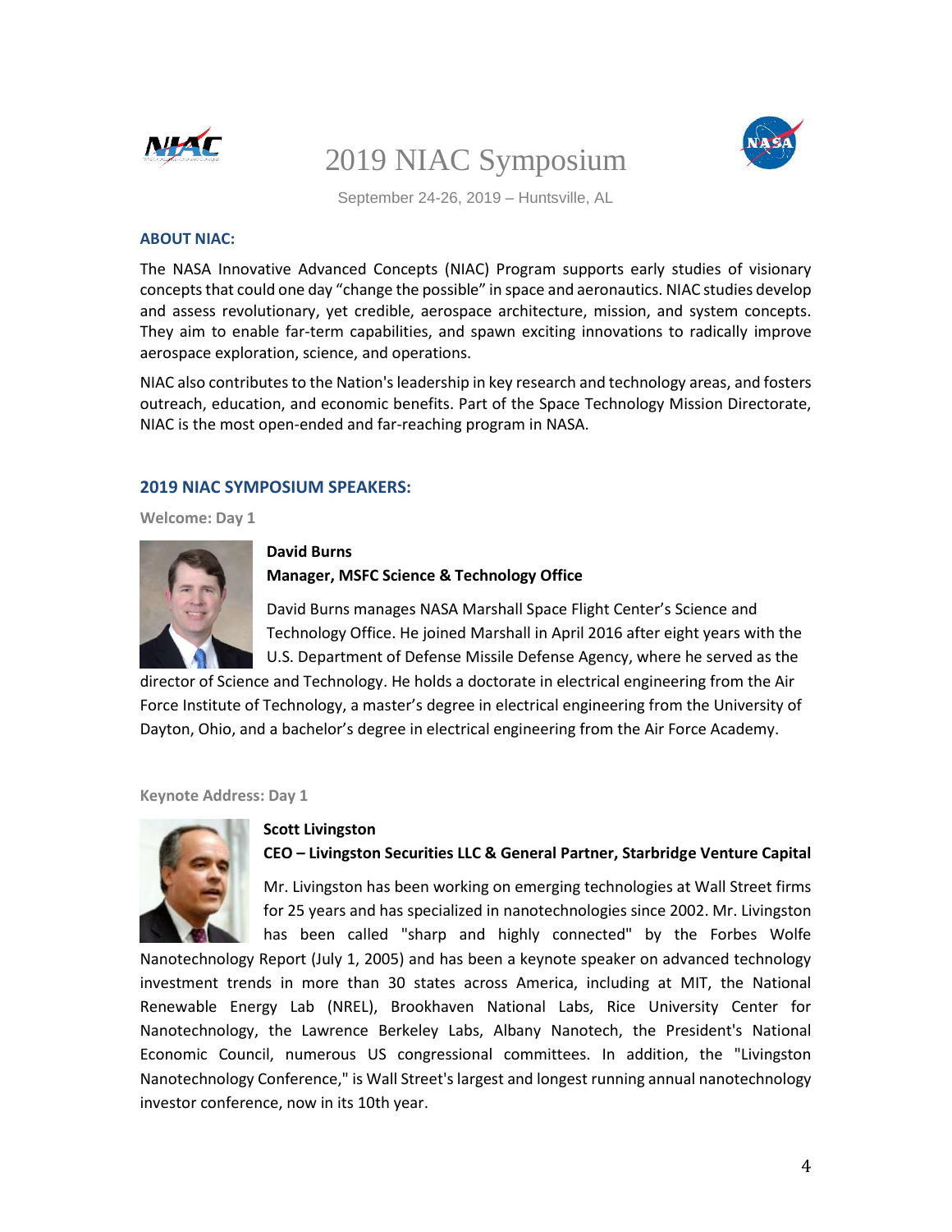# 2019 NIAC Symposium

September 24-26, 2019 – Huntsville, AL

## ABOUT NIAC:

The NASA Innovative Advanced Concepts (NIAC) Program supports early studies of visionary concepts that could one day "change the possible" in space and aeronautics. NIAC studies develop and assess revolutionary, yet credible, aerospace architecture, mission, and system concepts. They aim to enable far-term capabilities, and spawn exciting innovations to radically improve aerospace exploration, science, and operations.

NIAC also contributes to the Nation's leadership in key research and technology areas, and fosters outreach, education, and economic benefits. Part of the Space Technology Mission Directorate, NIAC is the most open-ended and far-reaching program in NASA.

## 2019 NIAC SYMPOSIUM SPEAKERS:

### Welcome: Day 1

**David Burns**
**Manager, MSFC Science & Technology Office**

David Burns manages NASA Marshall Space Flight Center's Science and Technology Office. He joined Marshall in April 2016 after eight years with the U.S. Department of Defense Missile Defense Agency, where he served as the director of Science and Technology. He holds a doctorate in electrical engineering from the Air Force Institute of Technology, a master's degree in electrical engineering from the University of Dayton, Ohio, and a bachelor's degree in electrical engineering from the Air Force Academy.

### Keynote Address: Day 1

**Scott Livingston**
**CEO – Livingston Securities LLC & General Partner, Starbridge Venture Capital**

Mr. Livingston has been working on emerging technologies at Wall Street firms for 25 years and has specialized in nanotechnologies since 2002. Mr. Livingston has been called "sharp and highly connected" by the Forbes Wolfe Nanotechnology Report (July 1, 2005) and has been a keynote speaker on advanced technology investment trends in more than 30 states across America, including at MIT, the National Renewable Energy Lab (NREL), Brookhaven National Labs, Rice University Center for Nanotechnology, the Lawrence Berkeley Labs, Albany Nanotech, the President's National Economic Council, numerous US congressional committees. In addition, the "Livingston Nanotechnology Conference," is Wall Street's largest and longest running annual nanotechnology investor conference, now in its 10th year.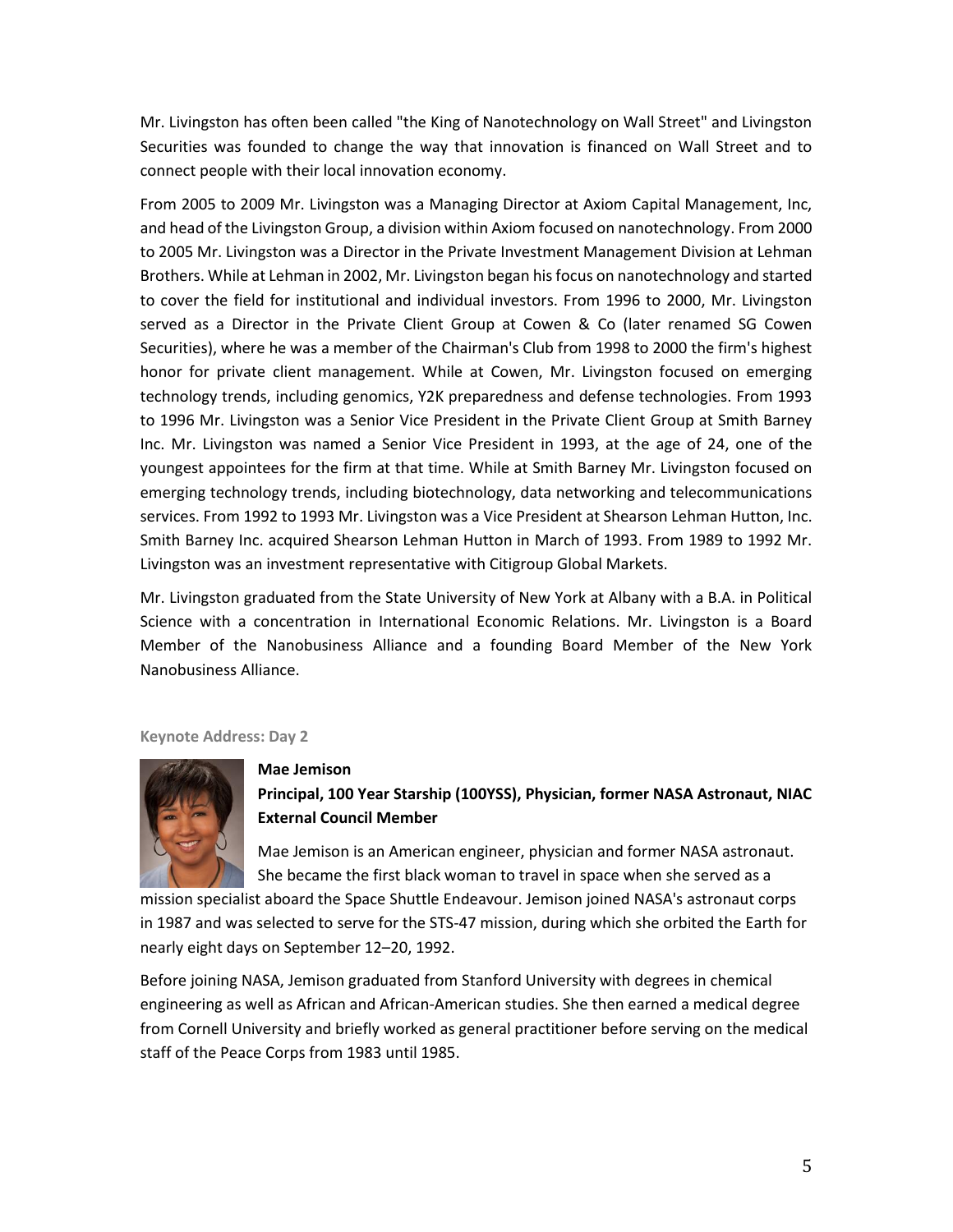Mr. Livingston has often been called "the King of Nanotechnology on Wall Street" and Livingston Securities was founded to change the way that innovation is financed on Wall Street and to connect people with their local innovation economy.

From 2005 to 2009 Mr. Livingston was a Managing Director at Axiom Capital Management, Inc, and head of the Livingston Group, a division within Axiom focused on nanotechnology. From 2000 to 2005 Mr. Livingston was a Director in the Private Investment Management Division at Lehman Brothers. While at Lehman in 2002, Mr. Livingston began his focus on nanotechnology and started to cover the field for institutional and individual investors. From 1996 to 2000, Mr. Livingston served as a Director in the Private Client Group at Cowen & Co (later renamed SG Cowen Securities), where he was a member of the Chairman's Club from 1998 to 2000 the firm's highest honor for private client management. While at Cowen, Mr. Livingston focused on emerging technology trends, including genomics, Y2K preparedness and defense technologies. From 1993 to 1996 Mr. Livingston was a Senior Vice President in the Private Client Group at Smith Barney Inc. Mr. Livingston was named a Senior Vice President in 1993, at the age of 24, one of the youngest appointees for the firm at that time. While at Smith Barney Mr. Livingston focused on emerging technology trends, including biotechnology, data networking and telecommunications services. From 1992 to 1993 Mr. Livingston was a Vice President at Shearson Lehman Hutton, Inc. Smith Barney Inc. acquired Shearson Lehman Hutton in March of 1993. From 1989 to 1992 Mr. Livingston was an investment representative with Citigroup Global Markets.

Mr. Livingston graduated from the State University of New York at Albany with a B.A. in Political Science with a concentration in International Economic Relations. Mr. Livingston is a Board Member of the Nanobusiness Alliance and a founding Board Member of the New York Nanobusiness Alliance.

#### Keynote Address: Day 2

**Mae Jemison**

**Principal, 100 Year Starship (100YSS), Physician, former NASA Astronaut, NIAC External Council Member**

Mae Jemison is an American engineer, physician and former NASA astronaut. She became the first black woman to travel in space when she served as a mission specialist aboard the Space Shuttle Endeavour. Jemison joined NASA's astronaut corps in 1987 and was selected to serve for the STS-47 mission, during which she orbited the Earth for nearly eight days on September 12–20, 1992.

Before joining NASA, Jemison graduated from Stanford University with degrees in chemical engineering as well as African and African-American studies. She then earned a medical degree from Cornell University and briefly worked as general practitioner before serving on the medical staff of the Peace Corps from 1983 until 1985.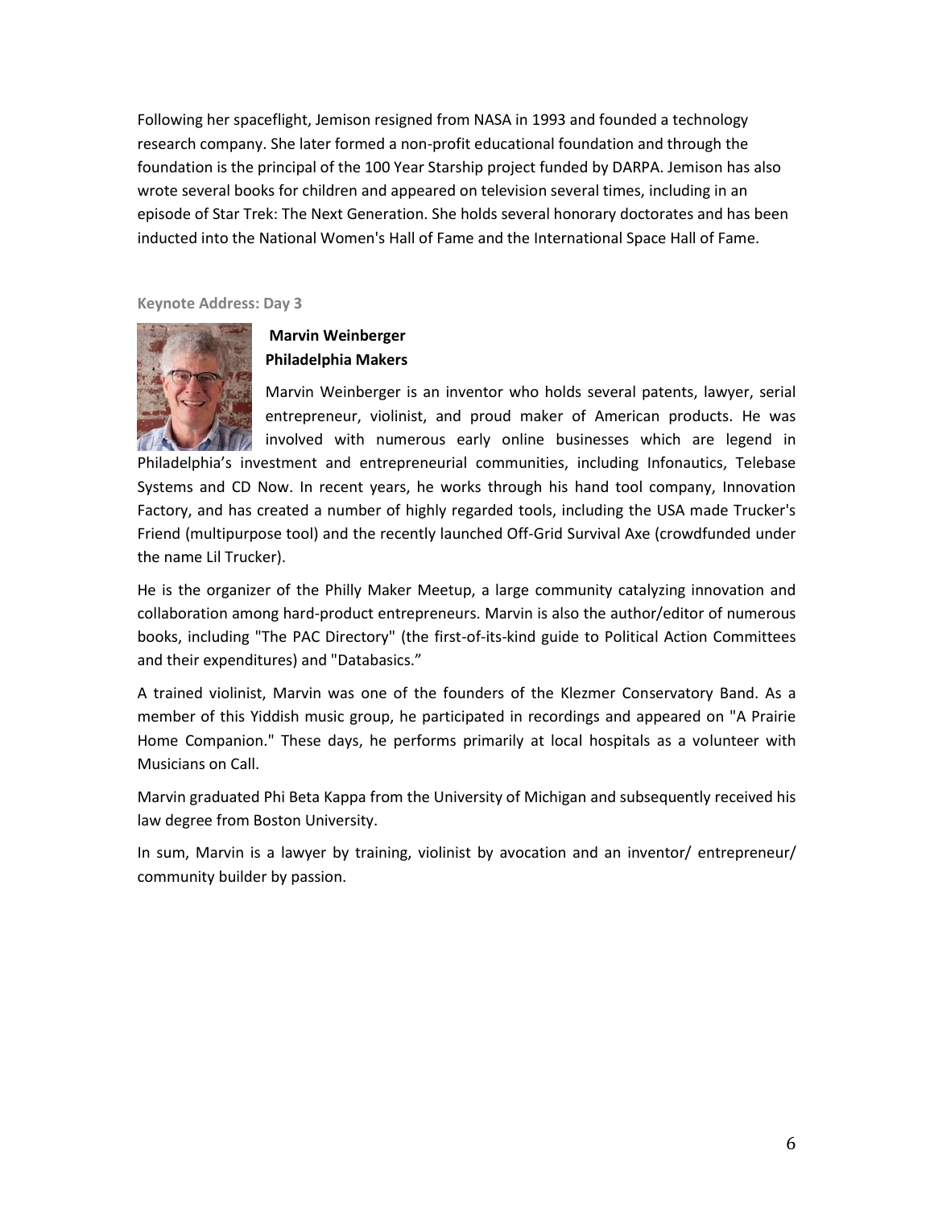Following her spaceflight, Jemison resigned from NASA in 1993 and founded a technology research company. She later formed a non-profit educational foundation and through the foundation is the principal of the 100 Year Starship project funded by DARPA. Jemison has also wrote several books for children and appeared on television several times, including in an episode of Star Trek: The Next Generation. She holds several honorary doctorates and has been inducted into the National Women's Hall of Fame and the International Space Hall of Fame.

### Keynote Address: Day 3

**Marvin Weinberger**
**Philadelphia Makers**

Marvin Weinberger is an inventor who holds several patents, lawyer, serial entrepreneur, violinist, and proud maker of American products. He was involved with numerous early online businesses which are legend in Philadelphia's investment and entrepreneurial communities, including Infonautics, Telebase Systems and CD Now. In recent years, he works through his hand tool company, Innovation Factory, and has created a number of highly regarded tools, including the USA made Trucker's Friend (multipurpose tool) and the recently launched Off-Grid Survival Axe (crowdfunded under the name Lil Trucker).

He is the organizer of the Philly Maker Meetup, a large community catalyzing innovation and collaboration among hard-product entrepreneurs. Marvin is also the author/editor of numerous books, including "The PAC Directory" (the first-of-its-kind guide to Political Action Committees and their expenditures) and "Databasics."

A trained violinist, Marvin was one of the founders of the Klezmer Conservatory Band. As a member of this Yiddish music group, he participated in recordings and appeared on "A Prairie Home Companion." These days, he performs primarily at local hospitals as a volunteer with Musicians on Call.

Marvin graduated Phi Beta Kappa from the University of Michigan and subsequently received his law degree from Boston University.

In sum, Marvin is a lawyer by training, violinist by avocation and an inventor/ entrepreneur/ community builder by passion.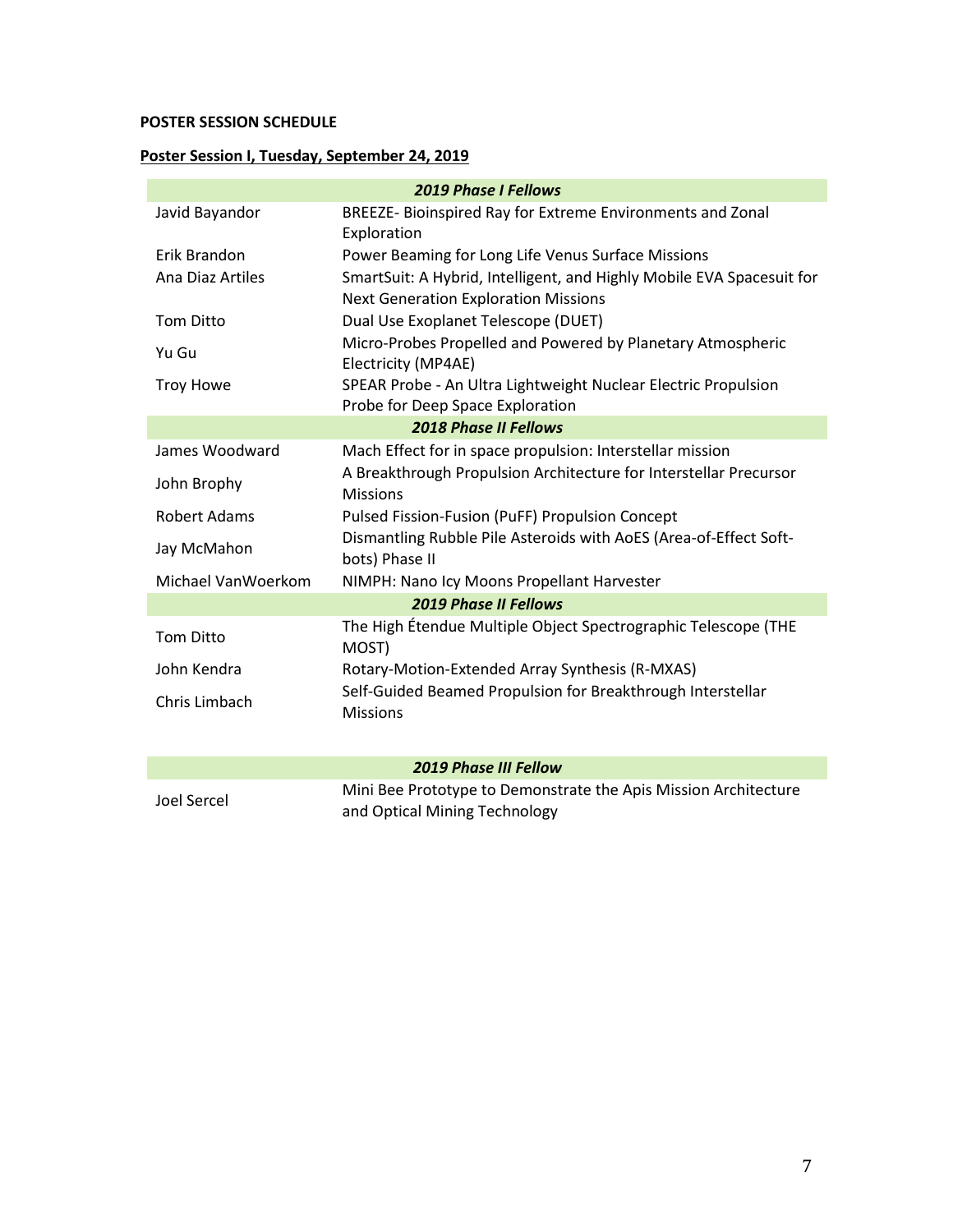**POSTER SESSION SCHEDULE**

**Poster Session I, Tuesday, September 24, 2019**

| ***2019 Phase I Fellows*** | |
|---|---|
| Javid Bayandor | BREEZE- Bioinspired Ray for Extreme Environments and Zonal Exploration |
| Erik Brandon | Power Beaming for Long Life Venus Surface Missions |
| Ana Diaz Artiles | SmartSuit: A Hybrid, Intelligent, and Highly Mobile EVA Spacesuit for Next Generation Exploration Missions |
| Tom Ditto | Dual Use Exoplanet Telescope (DUET) |
| Yu Gu | Micro-Probes Propelled and Powered by Planetary Atmospheric Electricity (MP4AE) |
| Troy Howe | SPEAR Probe - An Ultra Lightweight Nuclear Electric Propulsion Probe for Deep Space Exploration |
| ***2018 Phase II Fellows*** | |
| James Woodward | Mach Effect for in space propulsion: Interstellar mission |
| John Brophy | A Breakthrough Propulsion Architecture for Interstellar Precursor Missions |
| Robert Adams | Pulsed Fission-Fusion (PuFF) Propulsion Concept |
| Jay McMahon | Dismantling Rubble Pile Asteroids with AoES (Area-of-Effect Soft-bots) Phase II |
| Michael VanWoerkom | NIMPH: Nano Icy Moons Propellant Harvester |
| ***2019 Phase II Fellows*** | |
| Tom Ditto | The High Étendue Multiple Object Spectrographic Telescope (THE MOST) |
| John Kendra | Rotary-Motion-Extended Array Synthesis (R-MXAS) |
| Chris Limbach | Self-Guided Beamed Propulsion for Breakthrough Interstellar Missions |

| ***2019 Phase III Fellow*** | |
|---|---|
| Joel Sercel | Mini Bee Prototype to Demonstrate the Apis Mission Architecture and Optical Mining Technology |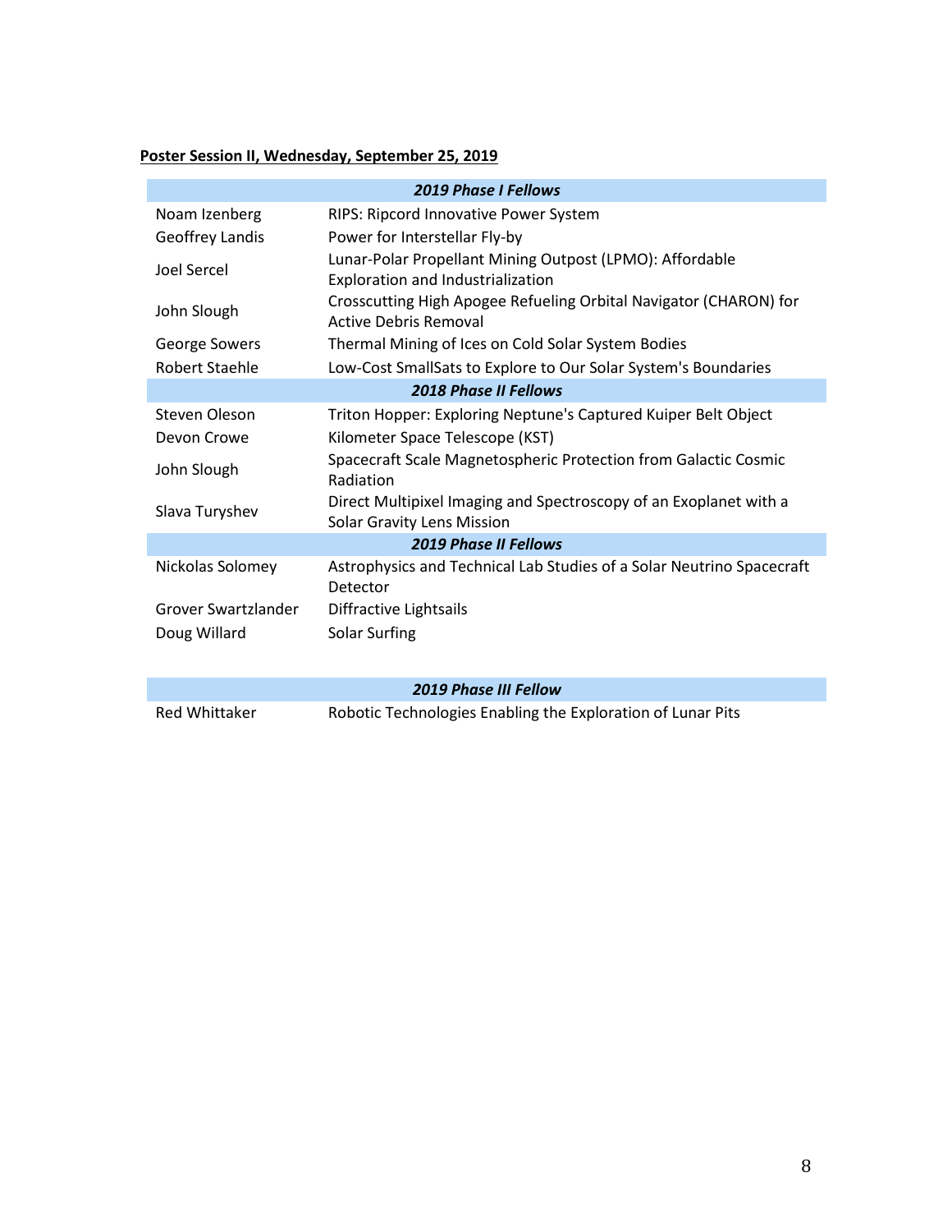**Poster Session II, Wednesday, September 25, 2019**

| | |
|---|---|
| ***2019 Phase I Fellows*** | |
| Noam Izenberg | RIPS: Ripcord Innovative Power System |
| Geoffrey Landis | Power for Interstellar Fly-by |
| Joel Sercel | Lunar-Polar Propellant Mining Outpost (LPMO): Affordable Exploration and Industrialization |
| John Slough | Crosscutting High Apogee Refueling Orbital Navigator (CHARON) for Active Debris Removal |
| George Sowers | Thermal Mining of Ices on Cold Solar System Bodies |
| Robert Staehle | Low-Cost SmallSats to Explore to Our Solar System's Boundaries |
| ***2018 Phase II Fellows*** | |
| Steven Oleson | Triton Hopper: Exploring Neptune's Captured Kuiper Belt Object |
| Devon Crowe | Kilometer Space Telescope (KST) |
| John Slough | Spacecraft Scale Magnetospheric Protection from Galactic Cosmic Radiation |
| Slava Turyshev | Direct Multipixel Imaging and Spectroscopy of an Exoplanet with a Solar Gravity Lens Mission |
| ***2019 Phase II Fellows*** | |
| Nickolas Solomey | Astrophysics and Technical Lab Studies of a Solar Neutrino Spacecraft Detector |
| Grover Swartzlander | Diffractive Lightsails |
| Doug Willard | Solar Surfing |

| | |
|---|---|
| ***2019 Phase III Fellow*** | |
| Red Whittaker | Robotic Technologies Enabling the Exploration of Lunar Pits |